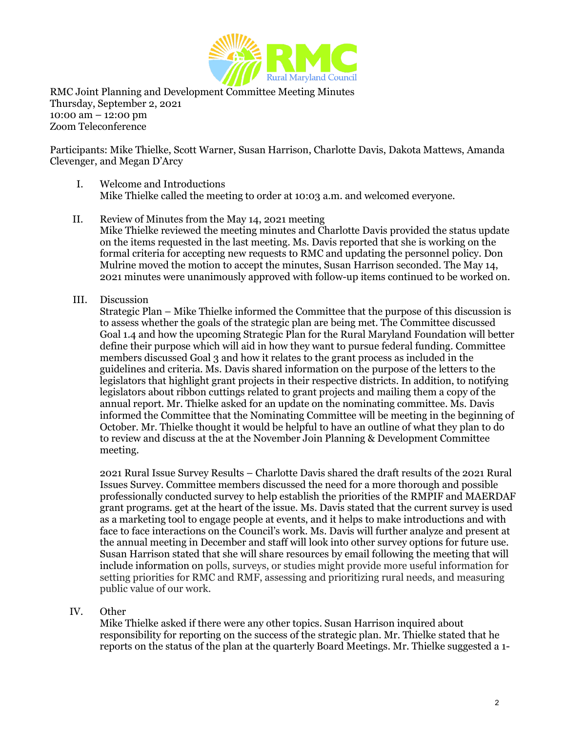RMC Joint Planning and Development Committee Meeting Minutes
Thursday, September 2, 2021
10:00 am – 12:00 pm
Zoom Teleconference

Participants: Mike Thielke, Scott Warner, Susan Harrison, Charlotte Davis, Dakota Mattews, Amanda Clevenger, and Megan D'Arcy

I. Welcome and Introductions
Mike Thielke called the meeting to order at 10:03 a.m. and welcomed everyone.

II. Review of Minutes from the May 14, 2021 meeting
Mike Thielke reviewed the meeting minutes and Charlotte Davis provided the status update on the items requested in the last meeting. Ms. Davis reported that she is working on the formal criteria for accepting new requests to RMC and updating the personnel policy. Don Mulrine moved the motion to accept the minutes, Susan Harrison seconded. The May 14, 2021 minutes were unanimously approved with follow-up items continued to be worked on.

III. Discussion
Strategic Plan – Mike Thielke informed the Committee that the purpose of this discussion is to assess whether the goals of the strategic plan are being met. The Committee discussed Goal 1.4 and how the upcoming Strategic Plan for the Rural Maryland Foundation will better define their purpose which will aid in how they want to pursue federal funding. Committee members discussed Goal 3 and how it relates to the grant process as included in the guidelines and criteria. Ms. Davis shared information on the purpose of the letters to the legislators that highlight grant projects in their respective districts. In addition, to notifying legislators about ribbon cuttings related to grant projects and mailing them a copy of the annual report. Mr. Thielke asked for an update on the nominating committee. Ms. Davis informed the Committee that the Nominating Committee will be meeting in the beginning of October. Mr. Thielke thought it would be helpful to have an outline of what they plan to do to review and discuss at the at the November Join Planning & Development Committee meeting.

2021 Rural Issue Survey Results – Charlotte Davis shared the draft results of the 2021 Rural Issues Survey. Committee members discussed the need for a more thorough and possible professionally conducted survey to help establish the priorities of the RMPIF and MAERDAF grant programs. get at the heart of the issue. Ms. Davis stated that the current survey is used as a marketing tool to engage people at events, and it helps to make introductions and with face to face interactions on the Council's work. Ms. Davis will further analyze and present at the annual meeting in December and staff will look into other survey options for future use. Susan Harrison stated that she will share resources by email following the meeting that will include information on polls, surveys, or studies might provide more useful information for setting priorities for RMC and RMF, assessing and prioritizing rural needs, and measuring public value of our work.

IV. Other
Mike Thielke asked if there were any other topics. Susan Harrison inquired about responsibility for reporting on the success of the strategic plan. Mr. Thielke stated that he reports on the status of the plan at the quarterly Board Meetings. Mr. Thielke suggested a 1-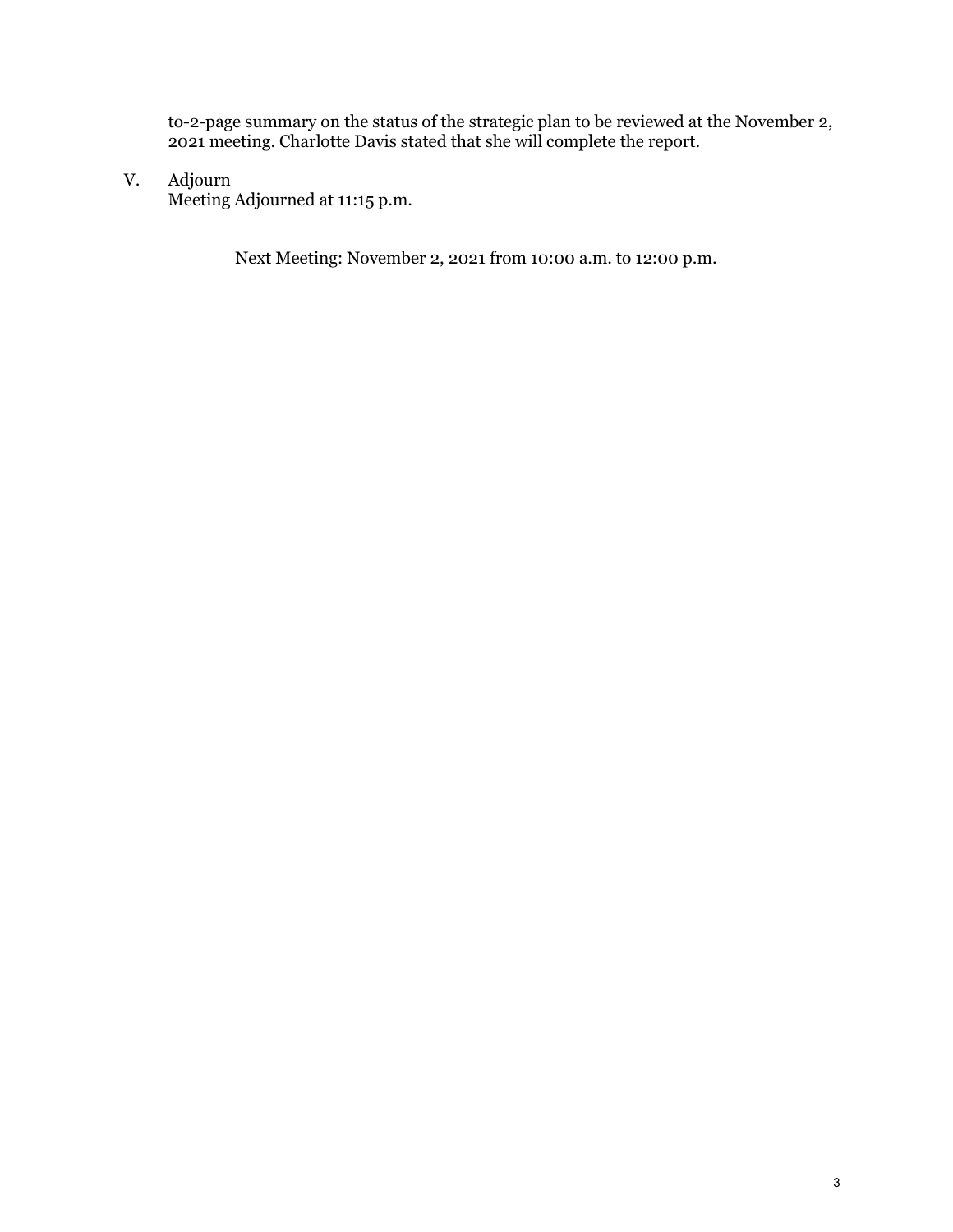to-2-page summary on the status of the strategic plan to be reviewed at the November 2, 2021 meeting. Charlotte Davis stated that she will complete the report.

V. Adjourn
Meeting Adjourned at 11:15 p.m.

Next Meeting: November 2, 2021 from 10:00 a.m. to 12:00 p.m.